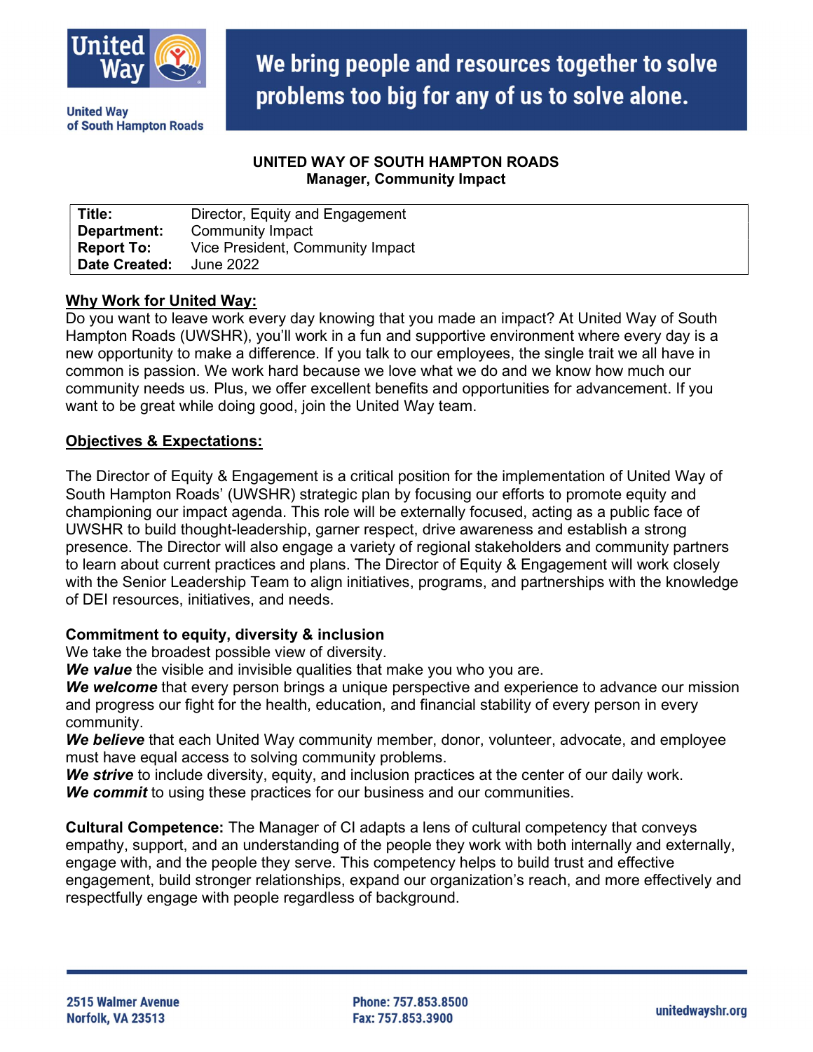United Way of South Hampton Roads

**We bring people and resources together to solve problems too big for any of us to solve alone.**

**UNITED WAY OF SOUTH HAMPTON ROADS**
**Manager, Community Impact**

| | |
|---|---|
| **Title:** | Director, Equity and Engagement |
| **Department:** | Community Impact |
| **Report To:** | Vice President, Community Impact |
| **Date Created:** | June 2022 |

## Why Work for United Way:

Do you want to leave work every day knowing that you made an impact? At United Way of South Hampton Roads (UWSHR), you'll work in a fun and supportive environment where every day is a new opportunity to make a difference. If you talk to our employees, the single trait we all have in common is passion. We work hard because we love what we do and we know how much our community needs us. Plus, we offer excellent benefits and opportunities for advancement. If you want to be great while doing good, join the United Way team.

## Objectives & Expectations:

The Director of Equity & Engagement is a critical position for the implementation of United Way of South Hampton Roads' (UWSHR) strategic plan by focusing our efforts to promote equity and championing our impact agenda. This role will be externally focused, acting as a public face of UWSHR to build thought-leadership, garner respect, drive awareness and establish a strong presence. The Director will also engage a variety of regional stakeholders and community partners to learn about current practices and plans. The Director of Equity & Engagement will work closely with the Senior Leadership Team to align initiatives, programs, and partnerships with the knowledge of DEI resources, initiatives, and needs.

**Commitment to equity, diversity & inclusion**

We take the broadest possible view of diversity.
***We value*** the visible and invisible qualities that make you who you are.
***We welcome*** that every person brings a unique perspective and experience to advance our mission and progress our fight for the health, education, and financial stability of every person in every community.
***We believe*** that each United Way community member, donor, volunteer, advocate, and employee must have equal access to solving community problems.
***We strive*** to include diversity, equity, and inclusion practices at the center of our daily work.
***We commit*** to using these practices for our business and our communities.

**Cultural Competence:** The Manager of CI adapts a lens of cultural competency that conveys empathy, support, and an understanding of the people they work with both internally and externally, engage with, and the people they serve. This competency helps to build trust and effective engagement, build stronger relationships, expand our organization's reach, and more effectively and respectfully engage with people regardless of background.

2515 Walmer Avenue
Norfolk, VA 23513

Phone: 757.853.8500
Fax: 757.853.3900

unitedwayshr.org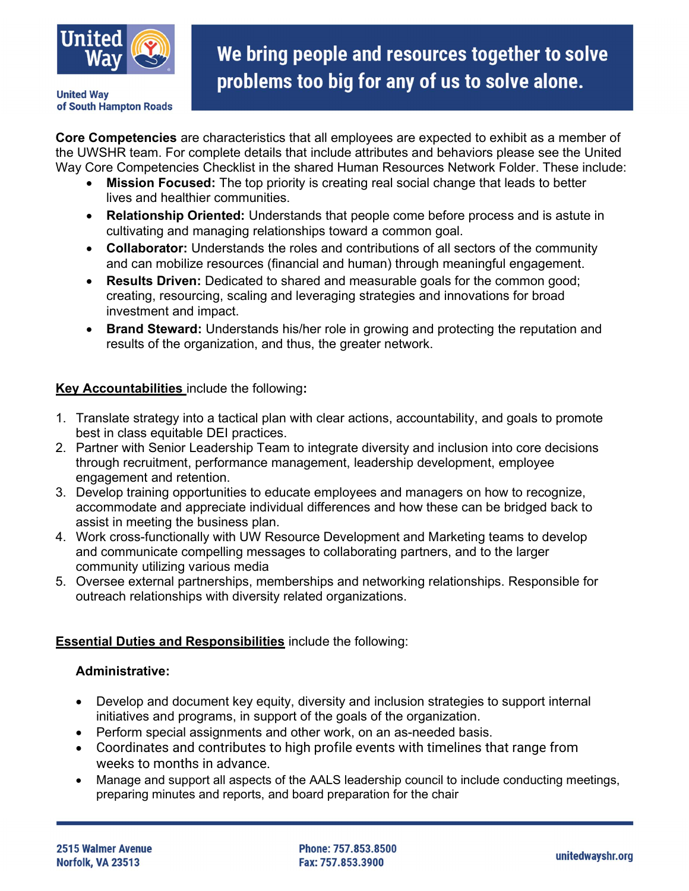**Core Competencies** are characteristics that all employees are expected to exhibit as a member of the UWSHR team. For complete details that include attributes and behaviors please see the United Way Core Competencies Checklist in the shared Human Resources Network Folder. These include:

- **Mission Focused:** The top priority is creating real social change that leads to better lives and healthier communities.
- **Relationship Oriented:** Understands that people come before process and is astute in cultivating and managing relationships toward a common goal.
- **Collaborator:** Understands the roles and contributions of all sectors of the community and can mobilize resources (financial and human) through meaningful engagement.
- **Results Driven:** Dedicated to shared and measurable goals for the common good; creating, resourcing, scaling and leveraging strategies and innovations for broad investment and impact.
- **Brand Steward:** Understands his/her role in growing and protecting the reputation and results of the organization, and thus, the greater network.

**Key Accountabilities** include the following**:**

1. Translate strategy into a tactical plan with clear actions, accountability, and goals to promote best in class equitable DEI practices.
2. Partner with Senior Leadership Team to integrate diversity and inclusion into core decisions through recruitment, performance management, leadership development, employee engagement and retention.
3. Develop training opportunities to educate employees and managers on how to recognize, accommodate and appreciate individual differences and how these can be bridged back to assist in meeting the business plan.
4. Work cross-functionally with UW Resource Development and Marketing teams to develop and communicate compelling messages to collaborating partners, and to the larger community utilizing various media
5. Oversee external partnerships, memberships and networking relationships. Responsible for outreach relationships with diversity related organizations.

**Essential Duties and Responsibilities** include the following:

**Administrative:**

- Develop and document key equity, diversity and inclusion strategies to support internal initiatives and programs, in support of the goals of the organization.
- Perform special assignments and other work, on an as-needed basis.
- Coordinates and contributes to high profile events with timelines that range from weeks to months in advance.
- Manage and support all aspects of the AALS leadership council to include conducting meetings, preparing minutes and reports, and board preparation for the chair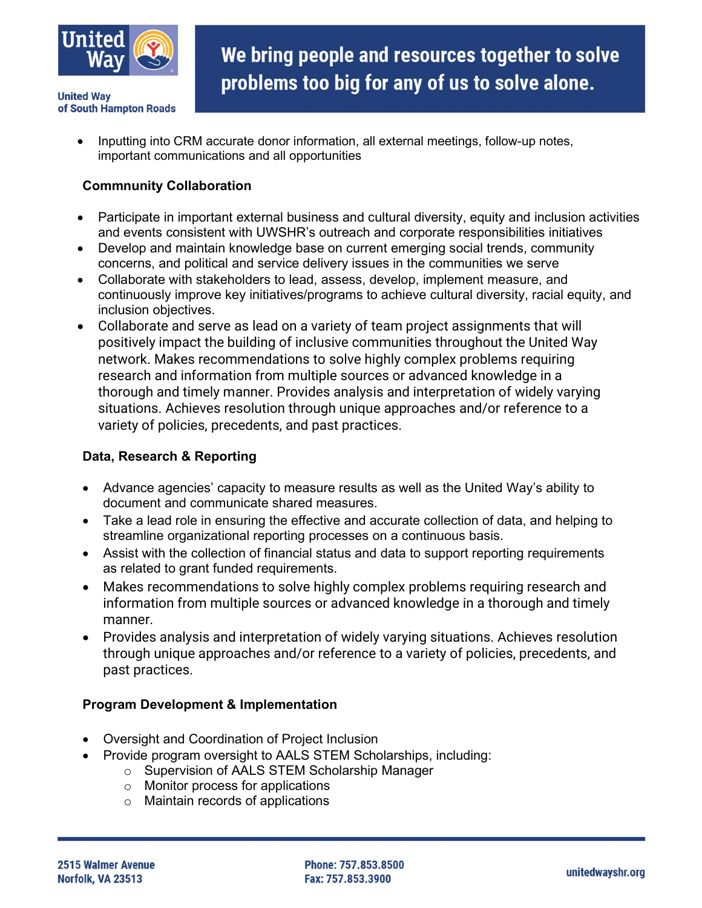- Inputting into CRM accurate donor information, all external meetings, follow-up notes, important communications and all opportunities

**Commnunity Collaboration**

- Participate in important external business and cultural diversity, equity and inclusion activities and events consistent with UWSHR's outreach and corporate responsibilities initiatives
- Develop and maintain knowledge base on current emerging social trends, community concerns, and political and service delivery issues in the communities we serve
- Collaborate with stakeholders to lead, assess, develop, implement measure, and continuously improve key initiatives/programs to achieve cultural diversity, racial equity, and inclusion objectives.
- Collaborate and serve as lead on a variety of team project assignments that will positively impact the building of inclusive communities throughout the United Way network. Makes recommendations to solve highly complex problems requiring research and information from multiple sources or advanced knowledge in a thorough and timely manner. Provides analysis and interpretation of widely varying situations. Achieves resolution through unique approaches and/or reference to a variety of policies, precedents, and past practices.

**Data, Research & Reporting**

- Advance agencies' capacity to measure results as well as the United Way's ability to document and communicate shared measures.
- Take a lead role in ensuring the effective and accurate collection of data, and helping to streamline organizational reporting processes on a continuous basis.
- Assist with the collection of financial status and data to support reporting requirements as related to grant funded requirements.
- Makes recommendations to solve highly complex problems requiring research and information from multiple sources or advanced knowledge in a thorough and timely manner.
- Provides analysis and interpretation of widely varying situations. Achieves resolution through unique approaches and/or reference to a variety of policies, precedents, and past practices.

**Program Development & Implementation**

- Oversight and Coordination of Project Inclusion
- Provide program oversight to AALS STEM Scholarships, including:
  - Supervision of AALS STEM Scholarship Manager
  - Monitor process for applications
  - Maintain records of applications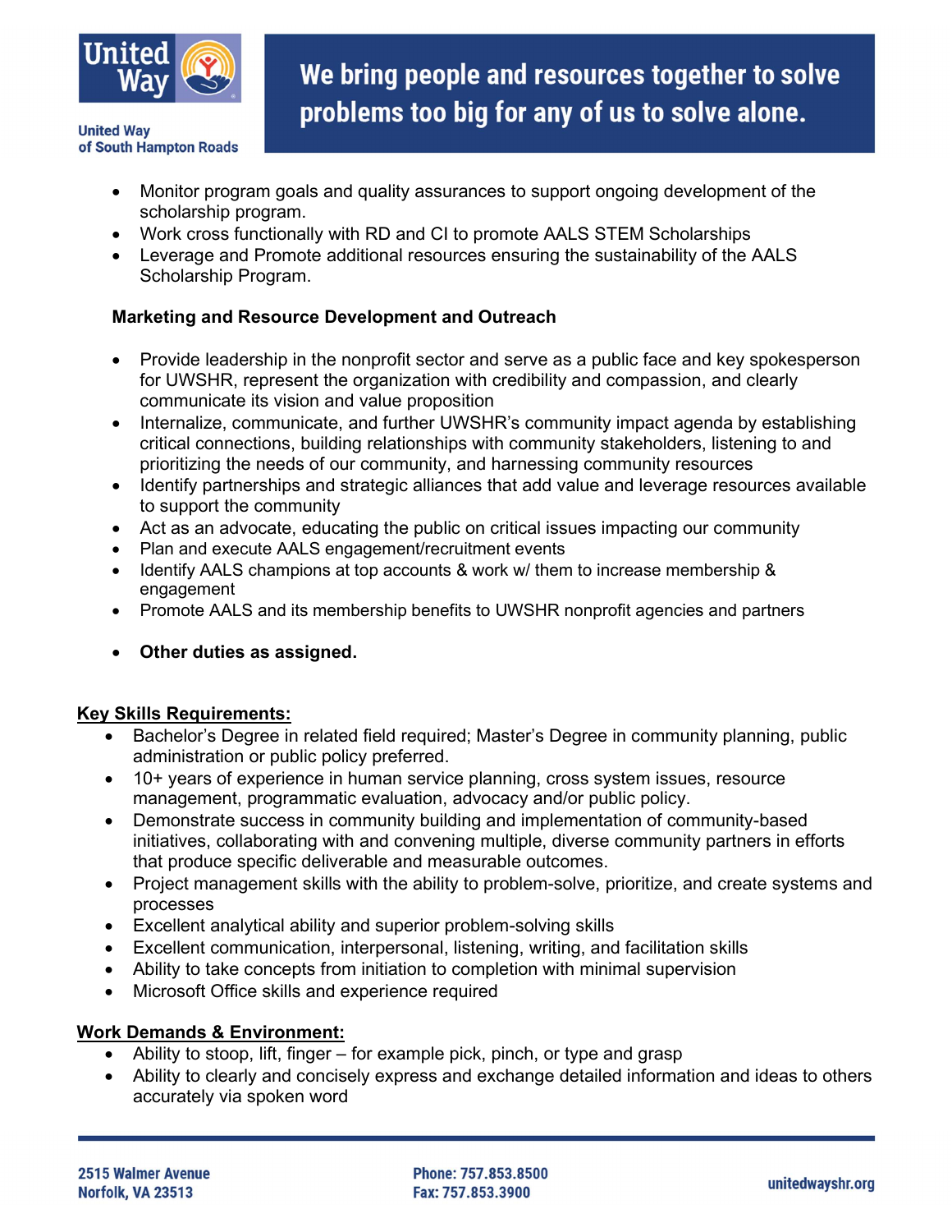- Monitor program goals and quality assurances to support ongoing development of the scholarship program.
- Work cross functionally with RD and CI to promote AALS STEM Scholarships
- Leverage and Promote additional resources ensuring the sustainability of the AALS Scholarship Program.

**Marketing and Resource Development and Outreach**

- Provide leadership in the nonprofit sector and serve as a public face and key spokesperson for UWSHR, represent the organization with credibility and compassion, and clearly communicate its vision and value proposition
- Internalize, communicate, and further UWSHR's community impact agenda by establishing critical connections, building relationships with community stakeholders, listening to and prioritizing the needs of our community, and harnessing community resources
- Identify partnerships and strategic alliances that add value and leverage resources available to support the community
- Act as an advocate, educating the public on critical issues impacting our community
- Plan and execute AALS engagement/recruitment events
- Identify AALS champions at top accounts & work w/ them to increase membership & engagement
- Promote AALS and its membership benefits to UWSHR nonprofit agencies and partners

- **Other duties as assigned.**

## Key Skills Requirements:

- Bachelor's Degree in related field required; Master's Degree in community planning, public administration or public policy preferred.
- 10+ years of experience in human service planning, cross system issues, resource management, programmatic evaluation, advocacy and/or public policy.
- Demonstrate success in community building and implementation of community-based initiatives, collaborating with and convening multiple, diverse community partners in efforts that produce specific deliverable and measurable outcomes.
- Project management skills with the ability to problem-solve, prioritize, and create systems and processes
- Excellent analytical ability and superior problem-solving skills
- Excellent communication, interpersonal, listening, writing, and facilitation skills
- Ability to take concepts from initiation to completion with minimal supervision
- Microsoft Office skills and experience required

## Work Demands & Environment:

- Ability to stoop, lift, finger – for example pick, pinch, or type and grasp
- Ability to clearly and concisely express and exchange detailed information and ideas to others accurately via spoken word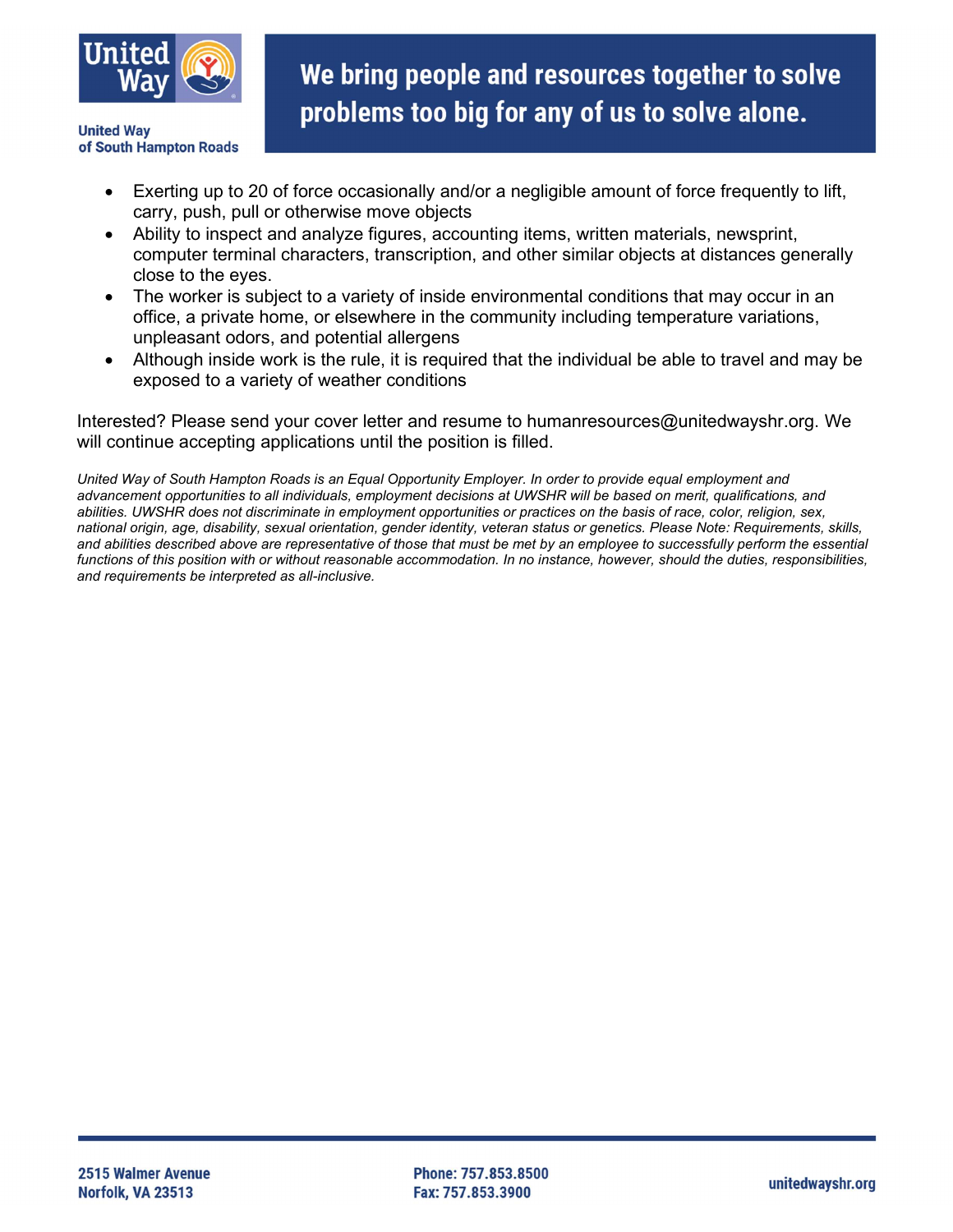- Exerting up to 20 of force occasionally and/or a negligible amount of force frequently to lift, carry, push, pull or otherwise move objects
- Ability to inspect and analyze figures, accounting items, written materials, newsprint, computer terminal characters, transcription, and other similar objects at distances generally close to the eyes.
- The worker is subject to a variety of inside environmental conditions that may occur in an office, a private home, or elsewhere in the community including temperature variations, unpleasant odors, and potential allergens
- Although inside work is the rule, it is required that the individual be able to travel and may be exposed to a variety of weather conditions

Interested? Please send your cover letter and resume to humanresources@unitedwayshr.org. We will continue accepting applications until the position is filled.

*United Way of South Hampton Roads is an Equal Opportunity Employer. In order to provide equal employment and advancement opportunities to all individuals, employment decisions at UWSHR will be based on merit, qualifications, and abilities. UWSHR does not discriminate in employment opportunities or practices on the basis of race, color, religion, sex, national origin, age, disability, sexual orientation, gender identity, veteran status or genetics. Please Note: Requirements, skills, and abilities described above are representative of those that must be met by an employee to successfully perform the essential functions of this position with or without reasonable accommodation. In no instance, however, should the duties, responsibilities, and requirements be interpreted as all-inclusive.*